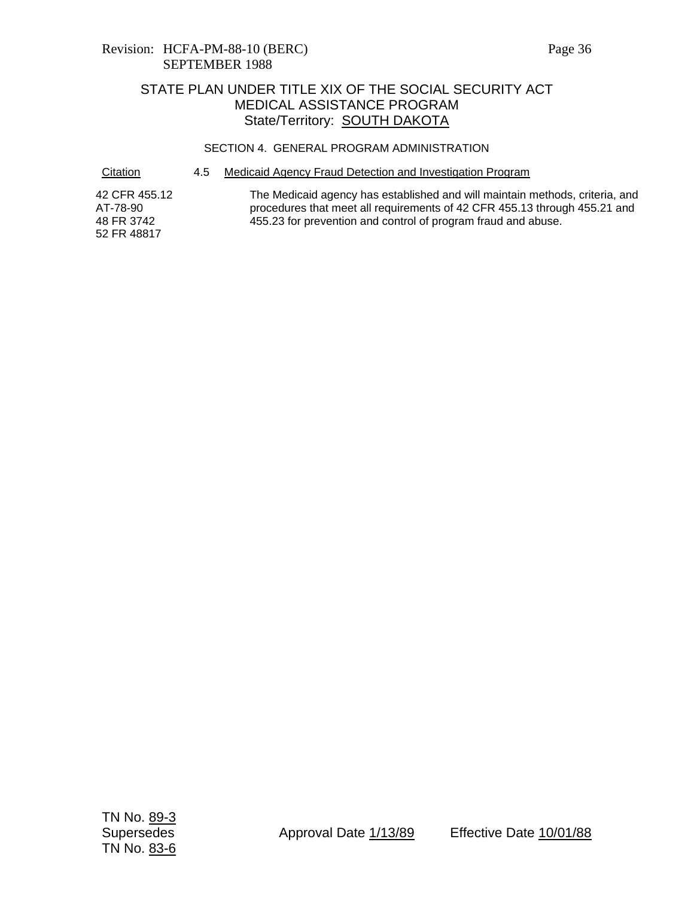Revision: HCFA-PM-88-10 (BERC)
SEPTEMBER 1988

# STATE PLAN UNDER TITLE XIX OF THE SOCIAL SECURITY ACT
## MEDICAL ASSISTANCE PROGRAM
### State/Territory: SOUTH DAKOTA

SECTION 4. GENERAL PROGRAM ADMINISTRATION

| Citation | | |
|---|---|---|
| | 4.5 | Medicaid Agency Fraud Detection and Investigation Program |
| 42 CFR 455.12<br>AT-78-90<br>48 FR 3742<br>52 FR 48817 | | The Medicaid agency has established and will maintain methods, criteria, and procedures that meet all requirements of 42 CFR 455.13 through 455.21 and 455.23 for prevention and control of program fraud and abuse. |

TN No. 89-3
Supersedes
TN No. 83-6

Approval Date 1/13/89

Effective Date 10/01/88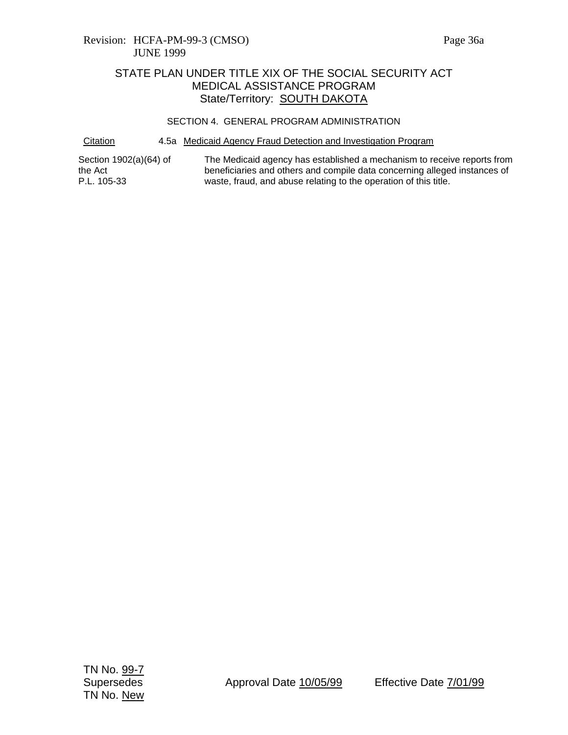Revision: HCFA-PM-99-3 (CMSO)
JUNE 1999

# STATE PLAN UNDER TITLE XIX OF THE SOCIAL SECURITY ACT
## MEDICAL ASSISTANCE PROGRAM
### State/Territory: SOUTH DAKOTA

SECTION 4. GENERAL PROGRAM ADMINISTRATION

| Citation | 4.5a Medicaid Agency Fraud Detection and Investigation Program |
|---|---|
| Section 1902(a)(64) of the Act P.L. 105-33 | The Medicaid agency has established a mechanism to receive reports from beneficiaries and others and compile data concerning alleged instances of waste, fraud, and abuse relating to the operation of this title. |

TN No. 99-7
Supersedes
TN No. New

Approval Date 10/05/99

Effective Date 7/01/99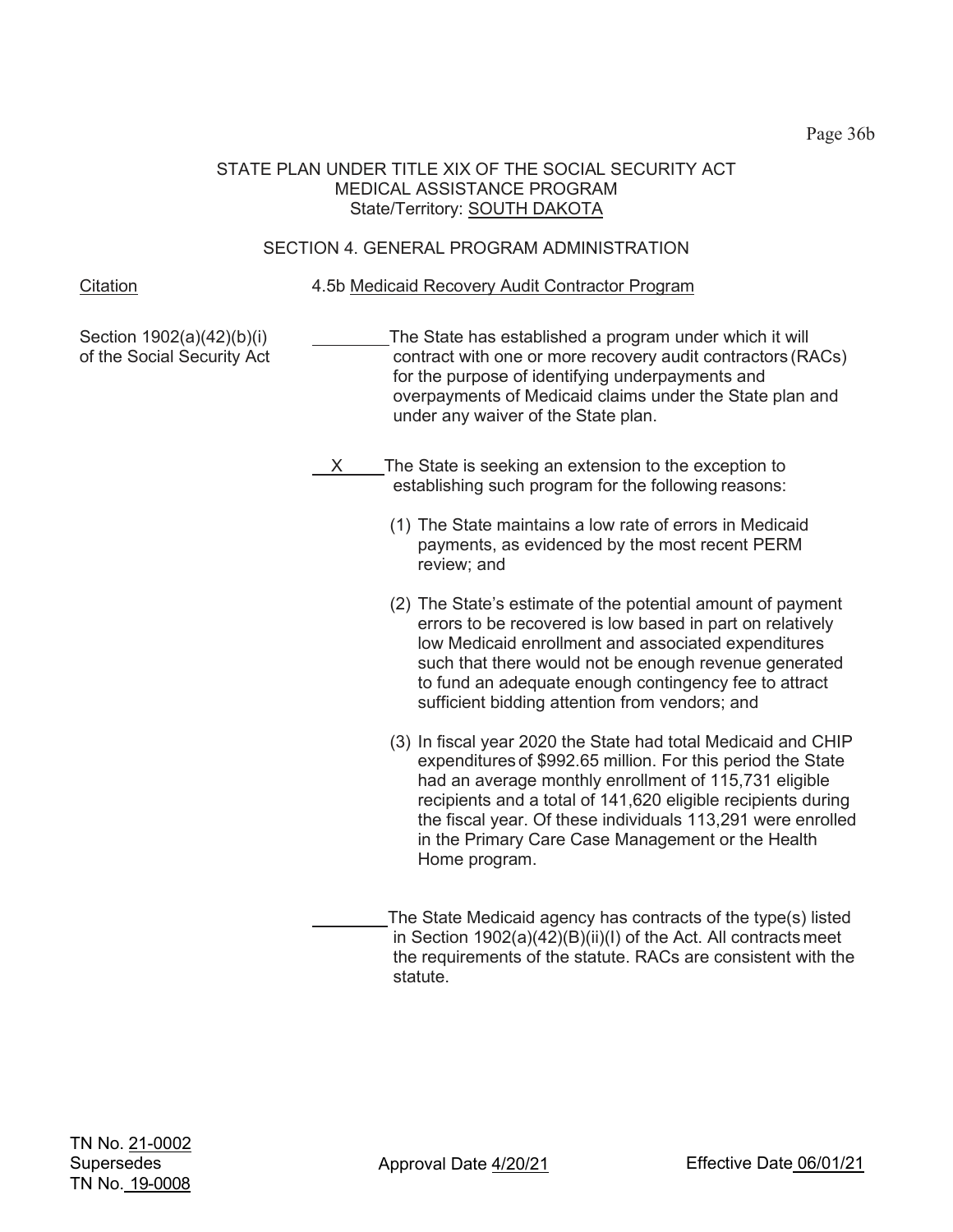STATE PLAN UNDER TITLE XIX OF THE SOCIAL SECURITY ACT
MEDICAL ASSISTANCE PROGRAM
State/Territory: SOUTH DAKOTA

SECTION 4. GENERAL PROGRAM ADMINISTRATION

| Citation | 4.5b Medicaid Recovery Audit Contractor Program |
|---|---|
| Section 1902(a)(42)(b)(i) of the Social Security Act | ________ The State has established a program under which it will contract with one or more recovery audit contractors (RACs) for the purpose of identifying underpayments and overpayments of Medicaid claims under the State plan and under any waiver of the State plan. |

__X__ The State is seeking an extension to the exception to establishing such program for the following reasons:

(1) The State maintains a low rate of errors in Medicaid payments, as evidenced by the most recent PERM review; and

(2) The State's estimate of the potential amount of payment errors to be recovered is low based in part on relatively low Medicaid enrollment and associated expenditures such that there would not be enough revenue generated to fund an adequate enough contingency fee to attract sufficient bidding attention from vendors; and

(3) In fiscal year 2020 the State had total Medicaid and CHIP expenditures of $992.65 million. For this period the State had an average monthly enrollment of 115,731 eligible recipients and a total of 141,620 eligible recipients during the fiscal year. Of these individuals 113,291 were enrolled in the Primary Care Case Management or the Health Home program.

________ The State Medicaid agency has contracts of the type(s) listed in Section 1902(a)(42)(B)(ii)(I) of the Act. All contracts meet the requirements of the statute. RACs are consistent with the statute.

TN No. 21-0002
Supersedes
TN No. 19-0008

Approval Date 4/20/21

Effective Date 06/01/21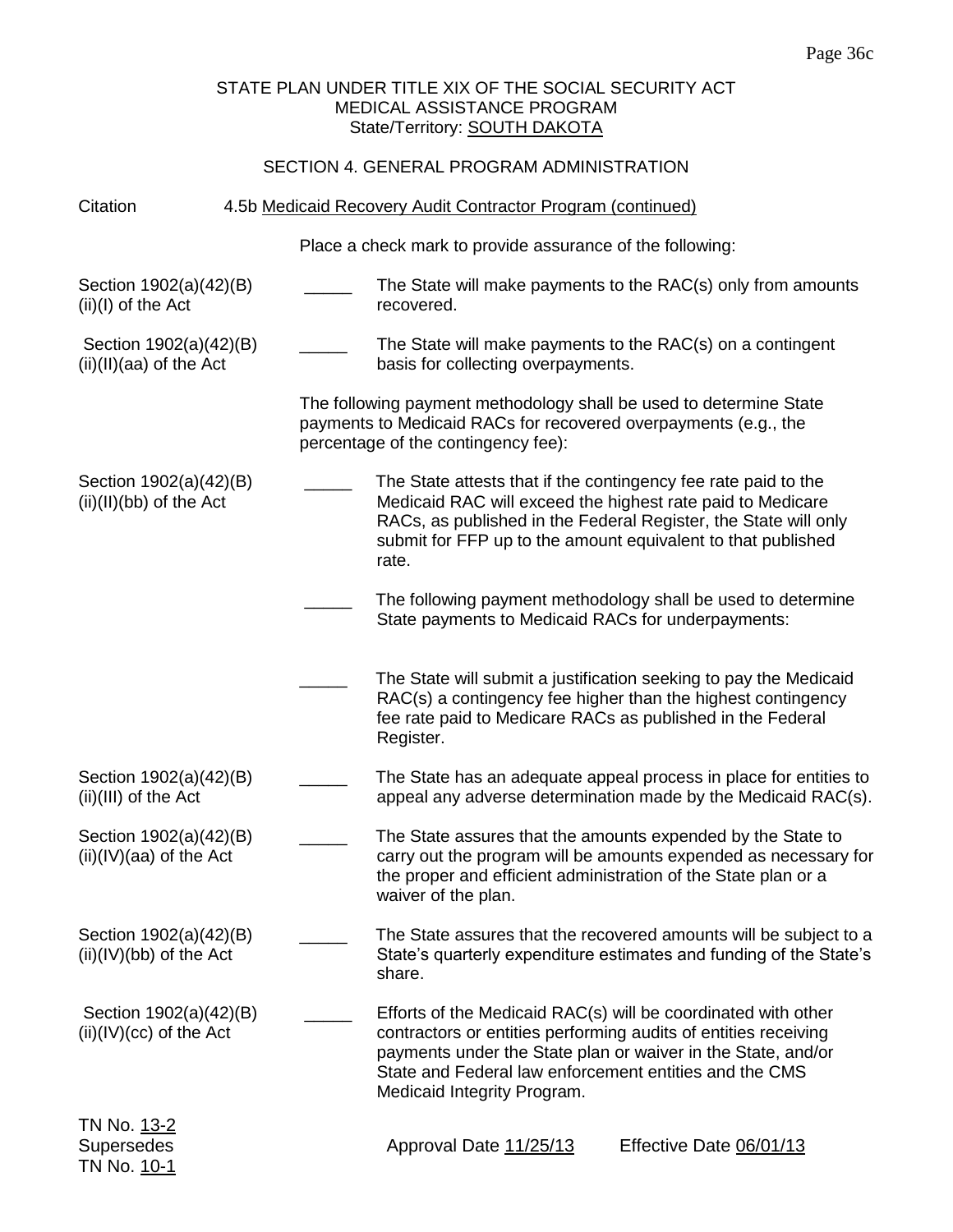STATE PLAN UNDER TITLE XIX OF THE SOCIAL SECURITY ACT
MEDICAL ASSISTANCE PROGRAM
State/Territory: SOUTH DAKOTA

SECTION 4. GENERAL PROGRAM ADMINISTRATION

| Citation | | 4.5b Medicaid Recovery Audit Contractor Program (continued) |
|---|---|---|
| | | Place a check mark to provide assurance of the following: |
| Section 1902(a)(42)(B)(ii)(I) of the Act | _____ | The State will make payments to the RAC(s) only from amounts recovered. |
| Section 1902(a)(42)(B)(ii)(II)(aa) of the Act | _____ | The State will make payments to the RAC(s) on a contingent basis for collecting overpayments. |
| | | The following payment methodology shall be used to determine State payments to Medicaid RACs for recovered overpayments (e.g., the percentage of the contingency fee): |
| Section 1902(a)(42)(B)(ii)(II)(bb) of the Act | _____ | The State attests that if the contingency fee rate paid to the Medicaid RAC will exceed the highest rate paid to Medicare RACs, as published in the Federal Register, the State will only submit for FFP up to the amount equivalent to that published rate. |
| | _____ | The following payment methodology shall be used to determine State payments to Medicaid RACs for underpayments: |
| | _____ | The State will submit a justification seeking to pay the Medicaid RAC(s) a contingency fee higher than the highest contingency fee rate paid to Medicare RACs as published in the Federal Register. |
| Section 1902(a)(42)(B)(ii)(III) of the Act | _____ | The State has an adequate appeal process in place for entities to appeal any adverse determination made by the Medicaid RAC(s). |
| Section 1902(a)(42)(B)(ii)(IV)(aa) of the Act | _____ | The State assures that the amounts expended by the State to carry out the program will be amounts expended as necessary for the proper and efficient administration of the State plan or a waiver of the plan. |
| Section 1902(a)(42)(B)(ii)(IV)(bb) of the Act | _____ | The State assures that the recovered amounts will be subject to a State's quarterly expenditure estimates and funding of the State's share. |
| Section 1902(a)(42)(B)(ii)(IV)(cc) of the Act | _____ | Efforts of the Medicaid RAC(s) will be coordinated with other contractors or entities performing audits of entities receiving payments under the State plan or waiver in the State, and/or State and Federal law enforcement entities and the CMS Medicaid Integrity Program. |

TN No. 13-2
Supersedes
TN No. 10-1

Approval Date 11/25/13    Effective Date 06/01/13